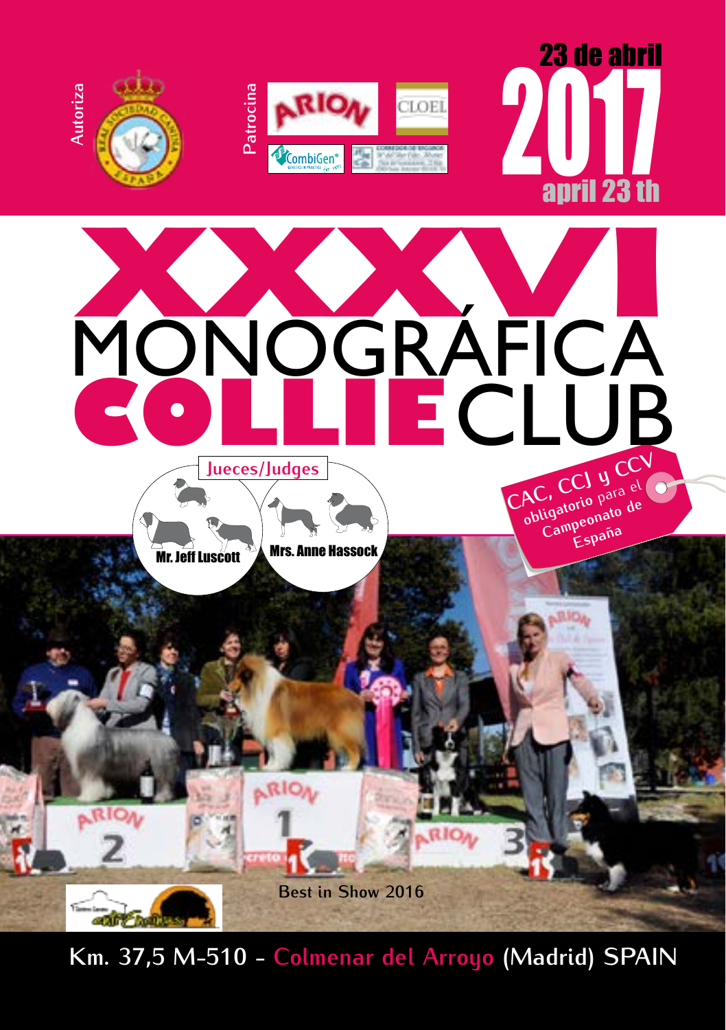Autoriza

Patrocina

ARION

CLOEL

CombiGen

# 23 de abril 2017 april 23 th

# XXXVI MONOGRÁFICA COLLIE CLUB

CAC, CCJ y CCV obligatorio para el Campeonato de España

**Jueces/Judges**

Mr. Jeff Luscott

Mrs. Anne Hassock

Best in Show 2016

Km. 37,5 M-510 - Colmenar del Arroyo (Madrid) SPAIN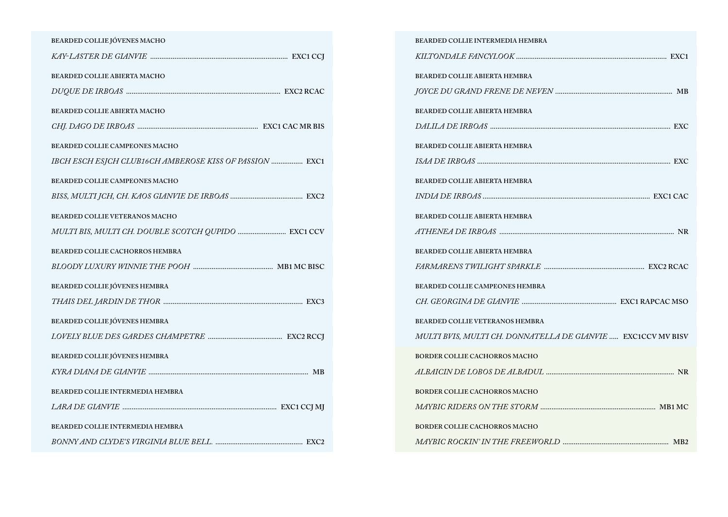BEARDED COLLIE JÓVENES MACHO

*KAY-LASTER DE GIANVIE* ........ EXC1 CCJ

BEARDED COLLIE ABIERTA MACHO

*DUQUE DE IRBOAS* ........ EXC2 RCAC

BEARDED COLLIE ABIERTA MACHO

*CHJ. DAGO DE IRBOAS* ........ EXC1 CAC MR BIS

BEARDED COLLIE CAMPEONES MACHO

*IBCH ESCH ESJCH CLUB16CH AMBEROSE KISS OF PASSION* ........ EXC1

BEARDED COLLIE CAMPEONES MACHO

*BISS, MULTI JCH, CH. KAOS GIANVIE DE IRBOAS* ........ EXC2

BEARDED COLLIE VETERANOS MACHO

*MULTI BIS, MULTI CH. DOUBLE SCOTCH QUPIDO* ........ EXC1 CCV

BEARDED COLLIE CACHORROS HEMBRA

*BLOODY LUXURY WINNIE THE POOH* ........ MB1 MC BISC

BEARDED COLLIE JÓVENES HEMBRA

*THAIS DEL JARDIN DE THOR* ........ EXC3

BEARDED COLLIE JÓVENES HEMBRA

*LOVELY BLUE DES GARDES CHAMPETRE* ........ EXC2 RCCJ

BEARDED COLLIE JÓVENES HEMBRA

*KYRA DIANA DE GIANVIE* ........ MB

BEARDED COLLIE INTERMEDIA HEMBRA

*LARA DE GIANVIE* ........ EXC1 CCJ MJ

BEARDED COLLIE INTERMEDIA HEMBRA

*BONNY AND CLYDE'S VIRGINIA BLUE BELL.* ........ EXC2

BEARDED COLLIE INTERMEDIA HEMBRA

*KILTONDALE FANCYLOOK* ........ EXC1

BEARDED COLLIE ABIERTA HEMBRA

*JOYCE DU GRAND FRENE DE NEVEN* ........ MB

BEARDED COLLIE ABIERTA HEMBRA

*DALILA DE IRBOAS* ........ EXC

BEARDED COLLIE ABIERTA HEMBRA

*ISAA DE IRBOAS* ........ EXC

BEARDED COLLIE ABIERTA HEMBRA

*INDIA DE IRBOAS* ........ EXC1 CAC

BEARDED COLLIE ABIERTA HEMBRA

*ATHENEA DE IRBOAS* ........ NR

BEARDED COLLIE ABIERTA HEMBRA

*FARMARENS TWILIGHT SPARKLE* ........ EXC2 RCAC

BEARDED COLLIE CAMPEONES HEMBRA

*CH. GEORGINA DE GIANVIE* ........ EXC1 RAPCAC MSO

BEARDED COLLIE VETERANOS HEMBRA

*MULTI BVIS, MULTI CH. DONNATELLA DE GIANVIE* ..... EXC1CCV MV BISV

BORDER COLLIE CACHORROS MACHO

*ALBAICIN DE LOBOS DE ALBADUL* ........ NR

BORDER COLLIE CACHORROS MACHO

*MAYBIC RIDERS ON THE STORM* ........ MB1 MC

BORDER COLLIE CACHORROS MACHO

*MAYBIC ROCKIN' IN THE FREEWORLD* ........ MB2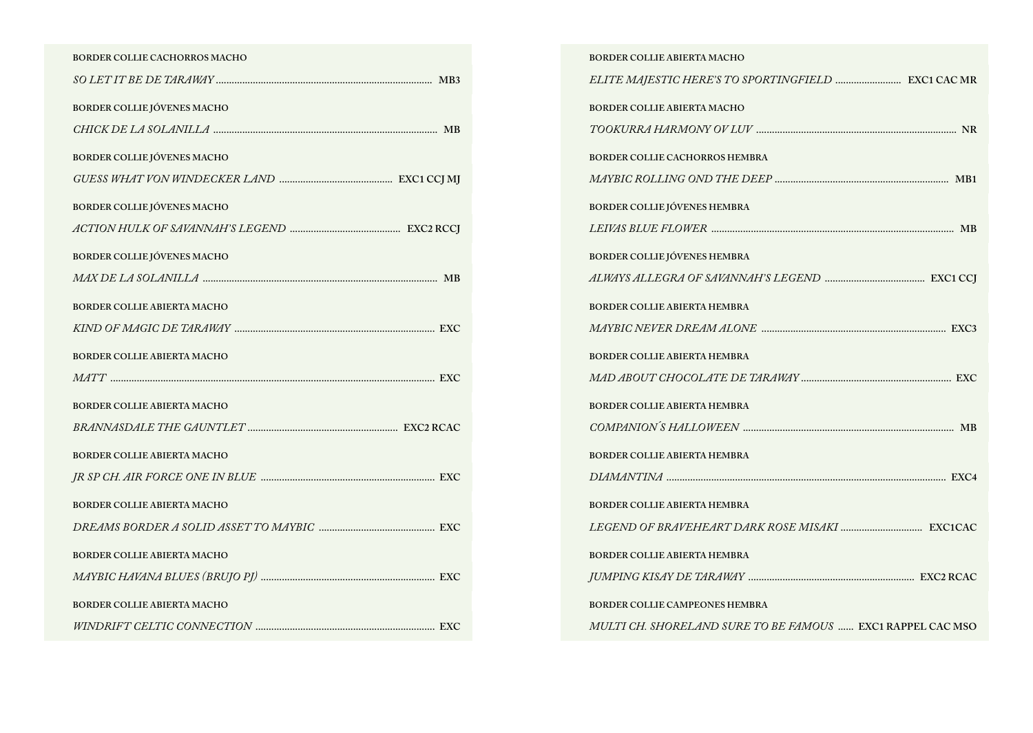BORDER COLLIE CACHORROS MACHO

*SO LET IT BE DE TARAWAY* ........ MB3

BORDER COLLIE JÓVENES MACHO

*CHICK DE LA SOLANILLA* ........ MB

BORDER COLLIE JÓVENES MACHO

*GUESS WHAT VON WINDECKER LAND* ........ EXC1 CCJ MJ

BORDER COLLIE JÓVENES MACHO

*ACTION HULK OF SAVANNAH'S LEGEND* ........ EXC2 RCCJ

BORDER COLLIE JÓVENES MACHO

*MAX DE LA SOLANILLA* ........ MB

BORDER COLLIE ABIERTA MACHO

*KIND OF MAGIC DE TARAWAY* ........ EXC

BORDER COLLIE ABIERTA MACHO

*MATT* ........ EXC

BORDER COLLIE ABIERTA MACHO

*BRANNASDALE THE GAUNTLET* ........ EXC2 RCAC

BORDER COLLIE ABIERTA MACHO

*JR SP CH. AIR FORCE ONE IN BLUE* ........ EXC

BORDER COLLIE ABIERTA MACHO

*DREAMS BORDER A SOLID ASSET TO MAYBIC* ........ EXC

BORDER COLLIE ABIERTA MACHO

*MAYBIC HAVANA BLUES (BRUJO PJ)* ........ EXC

BORDER COLLIE ABIERTA MACHO

*WINDRIFT CELTIC CONNECTION* ........ EXC

BORDER COLLIE ABIERTA MACHO

*ELITE MAJESTIC HERE'S TO SPORTINGFIELD* ........ EXC1 CAC MR

BORDER COLLIE ABIERTA MACHO

*TOOKURRA HARMONY OV LUV* ........ NR

BORDER COLLIE CACHORROS HEMBRA

*MAYBIC ROLLING OND THE DEEP* ........ MB1

BORDER COLLIE JÓVENES HEMBRA

*LEIVAS BLUE FLOWER* ........ MB

BORDER COLLIE JÓVENES HEMBRA

*ALWAYS ALLEGRA OF SAVANNAH'S LEGEND* ........ EXC1 CCJ

BORDER COLLIE ABIERTA HEMBRA

*MAYBIC NEVER DREAM ALONE* ........ EXC3

BORDER COLLIE ABIERTA HEMBRA

*MAD ABOUT CHOCOLATE DE TARAWAY* ........ EXC

BORDER COLLIE ABIERTA HEMBRA

*COMPANION´S HALLOWEEN* ........ MB

BORDER COLLIE ABIERTA HEMBRA

*DIAMANTINA* ........ EXC4

BORDER COLLIE ABIERTA HEMBRA

*LEGEND OF BRAVEHEART DARK ROSE MISAKI* ........ EXC1CAC

BORDER COLLIE ABIERTA HEMBRA

*JUMPING KISAY DE TARAWAY* ........ EXC2 RCAC

BORDER COLLIE CAMPEONES HEMBRA

*MULTI CH. SHORELAND SURE TO BE FAMOUS* ........ EXC1 RAPPEL CAC MSO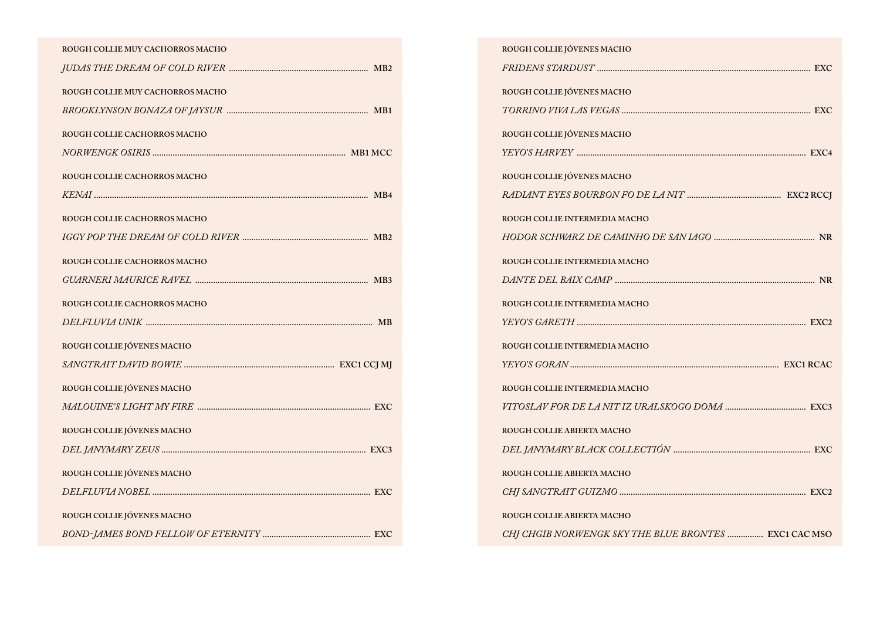ROUGH COLLIE MUY CACHORROS MACHO

*JUDAS THE DREAM OF COLD RIVER* ............................................................ MB2

ROUGH COLLIE MUY CACHORROS MACHO

*BROOKLYNSON BONAZA OF JAYSUR* ............................................................ MB1

ROUGH COLLIE CACHORROS MACHO

*NORWENGK OSIRIS* ..................................................................................... MB1 MCC

ROUGH COLLIE CACHORROS MACHO

*KENAI* ........................................................................................................ MB4

ROUGH COLLIE CACHORROS MACHO

*IGGY POP THE DREAM OF COLD RIVER* ....................................................... MB2

ROUGH COLLIE CACHORROS MACHO

*GUARNERI MAURICE RAVEL* ........................................................................ MB3

ROUGH COLLIE CACHORROS MACHO

*DELFLUVIA UNIK* ......................................................................................... MB

ROUGH COLLIE JÓVENES MACHO

*SANGTRAIT DAVID BOWIE* ............................................................... EXC1 CCJ MJ

ROUGH COLLIE JÓVENES MACHO

*MALOUINE'S LIGHT MY FIRE* ........................................................................ EXC

ROUGH COLLIE JÓVENES MACHO

*DEL JANYMARY ZEUS* .................................................................................. EXC3

ROUGH COLLIE JÓVENES MACHO

*DELFLUVIA NOBEL* ...................................................................................... EXC

ROUGH COLLIE JÓVENES MACHO

*BOND-JAMES BOND FELLOW OF ETERNITY* ................................................ EXC

ROUGH COLLIE JÓVENES MACHO

*FRIDENS STARDUST* ..................................................................................... EXC

ROUGH COLLIE JÓVENES MACHO

*TORRINO VIVA LAS VEGAS* .......................................................................... EXC

ROUGH COLLIE JÓVENES MACHO

*YEYO'S HARVEY* ........................................................................................... EXC4

ROUGH COLLIE JÓVENES MACHO

*RADIANT EYES BOURBON FO DE LA NIT* ......................................... EXC2 RCCJ

ROUGH COLLIE INTERMEDIA MACHO

*HODOR SCHWARZ DE CAMINHO DE SAN IAGO* ............................................ NR

ROUGH COLLIE INTERMEDIA MACHO

*DANTE DEL BAIX CAMP* ................................................................................. NR

ROUGH COLLIE INTERMEDIA MACHO

*YEYO'S GARETH* ........................................................................................... EXC2

ROUGH COLLIE INTERMEDIA MACHO

*YEYO'S GORAN* .................................................................................... EXC1 RCAC

ROUGH COLLIE INTERMEDIA MACHO

*VITOSLAV FOR DE LA NIT IZ URALSKOGO DOMA* .................................... EXC3

ROUGH COLLIE ABIERTA MACHO

*DEL JANYMARY BLACK COLLECTIÓN* ............................................................ EXC

ROUGH COLLIE ABIERTA MACHO

*CHJ SANGTRAIT GUIZMO* .............................................................................. EXC2

ROUGH COLLIE ABIERTA MACHO

*CHJ CHGIB NORWENGK SKY THE BLUE BRONTES* ................ EXC1 CAC MSO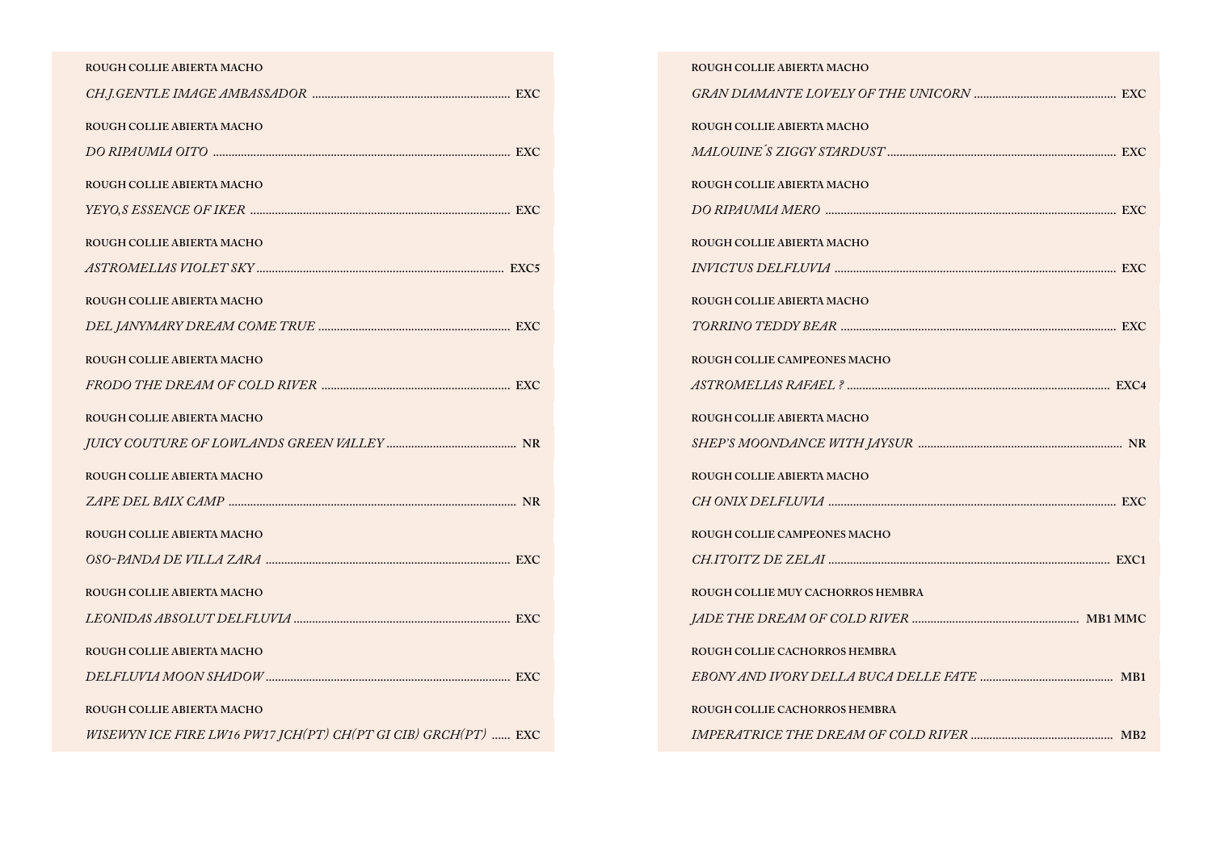ROUGH COLLIE ABIERTA MACHO

*CH.J.GENTLE IMAGE AMBASSADOR* ................................................................ EXC

ROUGH COLLIE ABIERTA MACHO

*DO RIPAUMIA OITO* ................................................................................................ EXC

ROUGH COLLIE ABIERTA MACHO

*YEYO,S ESSENCE OF IKER* ................................................................................... EXC

ROUGH COLLIE ABIERTA MACHO

*ASTROMELIAS VIOLET SKY* ................................................................................ EXC5

ROUGH COLLIE ABIERTA MACHO

*DEL JANYMARY DREAM COME TRUE* .............................................................. EXC

ROUGH COLLIE ABIERTA MACHO

*FRODO THE DREAM OF COLD RIVER* ............................................................. EXC

ROUGH COLLIE ABIERTA MACHO

*JUICY COUTURE OF LOWLANDS GREEN VALLEY* .......................................... NR

ROUGH COLLIE ABIERTA MACHO

*ZAPE DEL BAIX CAMP* ........................................................................................... NR

ROUGH COLLIE ABIERTA MACHO

*OSO-PANDA DE VILLA ZARA* ............................................................................... EXC

ROUGH COLLIE ABIERTA MACHO

*LEONIDAS ABSOLUT DELFLUVIA* ...................................................................... EXC

ROUGH COLLIE ABIERTA MACHO

*DELFLUVIA MOON SHADOW* ............................................................................... EXC

ROUGH COLLIE ABIERTA MACHO

*WISEWYN ICE FIRE LW16 PW17 JCH(PT) CH(PT GI CIB) GRCH(PT)* ...... EXC

ROUGH COLLIE ABIERTA MACHO

*GRAN DIAMANTE LOVELY OF THE UNICORN* ................................................ EXC

ROUGH COLLIE ABIERTA MACHO

*MALOUINE´S ZIGGY STARDUST* ............................................................................ EXC

ROUGH COLLIE ABIERTA MACHO

*DO RIPAUMIA MERO* ............................................................................................... EXC

ROUGH COLLIE ABIERTA MACHO

*INVICTUS DELFLUVIA* ............................................................................................. EXC

ROUGH COLLIE ABIERTA MACHO

*TORRINO TEDDY BEAR* .......................................................................................... EXC

ROUGH COLLIE CAMPEONES MACHO

*ASTROMELIAS RAFAEL ?* ....................................................................................... EXC4

ROUGH COLLIE ABIERTA MACHO

*SHEP'S MOONDANCE WITH JAYSUR* .................................................................. NR

ROUGH COLLIE ABIERTA MACHO

*CH ONIX DELFLUVIA* ................................................................................................ EXC

ROUGH COLLIE CAMPEONES MACHO

*CH.ITOITZ DE ZELAI* ............................................................................................. EXC1

ROUGH COLLIE MUY CACHORROS HEMBRA

*JADE THE DREAM OF COLD RIVER* ...................................................... MB1 MMC

ROUGH COLLIE CACHORROS HEMBRA

*EBONY AND IVORY DELLA BUCA DELLE FATE* ........................................... MB1

ROUGH COLLIE CACHORROS HEMBRA

*IMPERATRICE THE DREAM OF COLD RIVER* .............................................. MB2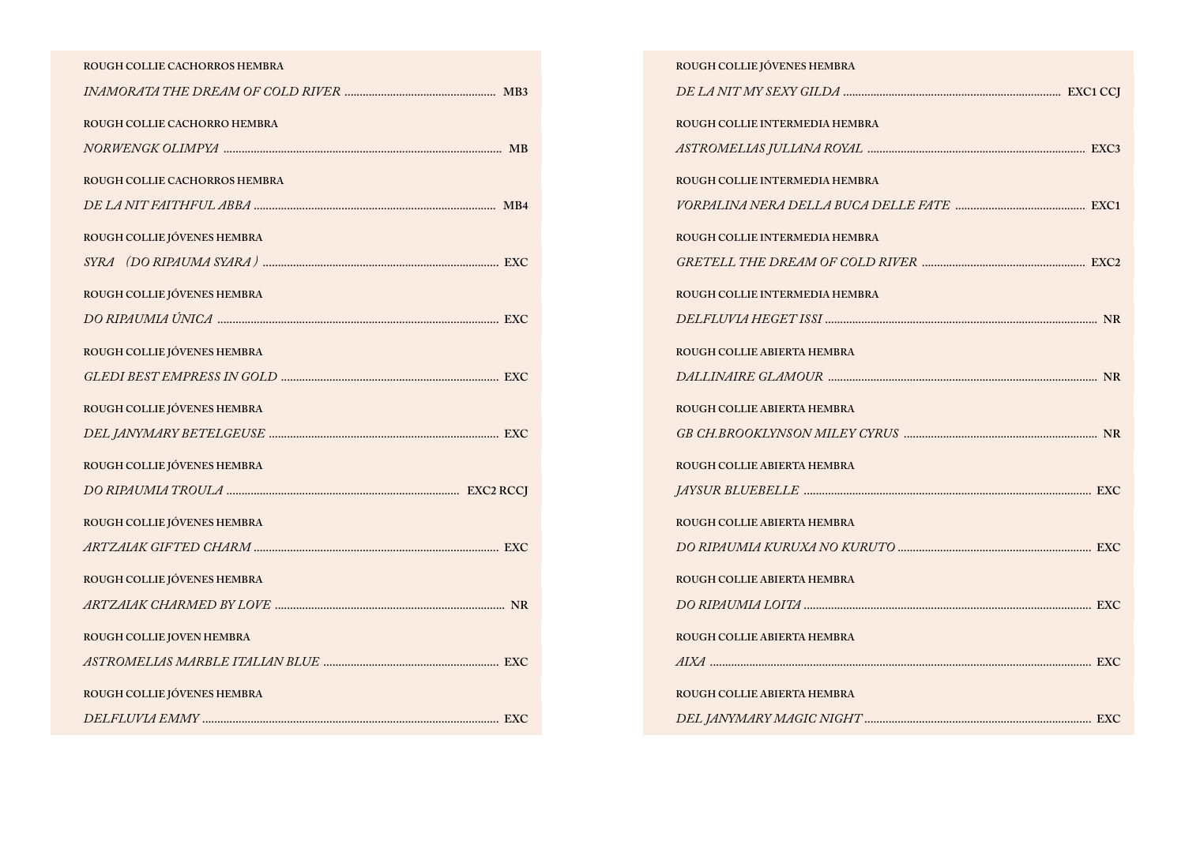ROUGH COLLIE CACHORROS HEMBRA

*INAMORATA THE DREAM OF COLD RIVER* ................................................ MB3

ROUGH COLLIE CACHORRO HEMBRA

*NORWENGK OLIMPYA* ................................................................................ MB

ROUGH COLLIE CACHORROS HEMBRA

*DE LA NIT FAITHFUL ABBA* ........................................................................ MB4

ROUGH COLLIE JÓVENES HEMBRA

*SYRA （DO RIPAUMA SYARA）* ................................................................... EXC

ROUGH COLLIE JÓVENES HEMBRA

*DO RIPAUMIA ÚNICA* ................................................................................ EXC

ROUGH COLLIE JÓVENES HEMBRA

*GLEDI BEST EMPRESS IN GOLD* ................................................................ EXC

ROUGH COLLIE JÓVENES HEMBRA

*DEL JANYMARY BETELGEUSE* ................................................................... EXC

ROUGH COLLIE JÓVENES HEMBRA

*DO RIPAUMIA TROULA* ..................................................................... EXC2 RCCJ

ROUGH COLLIE JÓVENES HEMBRA

*ARTZAIAK GIFTED CHARM* ........................................................................ EXC

ROUGH COLLIE JÓVENES HEMBRA

*ARTZAIAK CHARMED BY LOVE* ................................................................... NR

ROUGH COLLIE JOVEN HEMBRA

*ASTROMELIAS MARBLE ITALIAN BLUE* ........................................................ EXC

ROUGH COLLIE JÓVENES HEMBRA

*DELFLUVIA EMMY* ...................................................................................... EXC

ROUGH COLLIE JÓVENES HEMBRA

*DE LA NIT MY SEXY GILDA* ............................................................... EXC1 CCJ

ROUGH COLLIE INTERMEDIA HEMBRA

*ASTROMELIAS JULIANA ROYAL* .................................................................. EXC3

ROUGH COLLIE INTERMEDIA HEMBRA

*VORPALINA NERA DELLA BUCA DELLE FATE* ............................................... EXC1

ROUGH COLLIE INTERMEDIA HEMBRA

*GRETELL THE DREAM OF COLD RIVER* ...................................................... EXC2

ROUGH COLLIE INTERMEDIA HEMBRA

*DELFLUVIA HEGET ISSI* ................................................................................ NR

ROUGH COLLIE ABIERTA HEMBRA

*DALLINAIRE GLAMOUR* ................................................................................ NR

ROUGH COLLIE ABIERTA HEMBRA

*GB CH.BROOKLYNSON MILEY CYRUS* ........................................................... NR

ROUGH COLLIE ABIERTA HEMBRA

*JAYSUR BLUEBELLE* .................................................................................... EXC

ROUGH COLLIE ABIERTA HEMBRA

*DO RIPAUMIA KURUXA NO KURUTO* ........................................................... EXC

ROUGH COLLIE ABIERTA HEMBRA

*DO RIPAUMIA LOITA* ................................................................................... EXC

ROUGH COLLIE ABIERTA HEMBRA

*AIXA* .......................................................................................................... EXC

ROUGH COLLIE ABIERTA HEMBRA

*DEL JANYMARY MAGIC NIGHT* ................................................................... EXC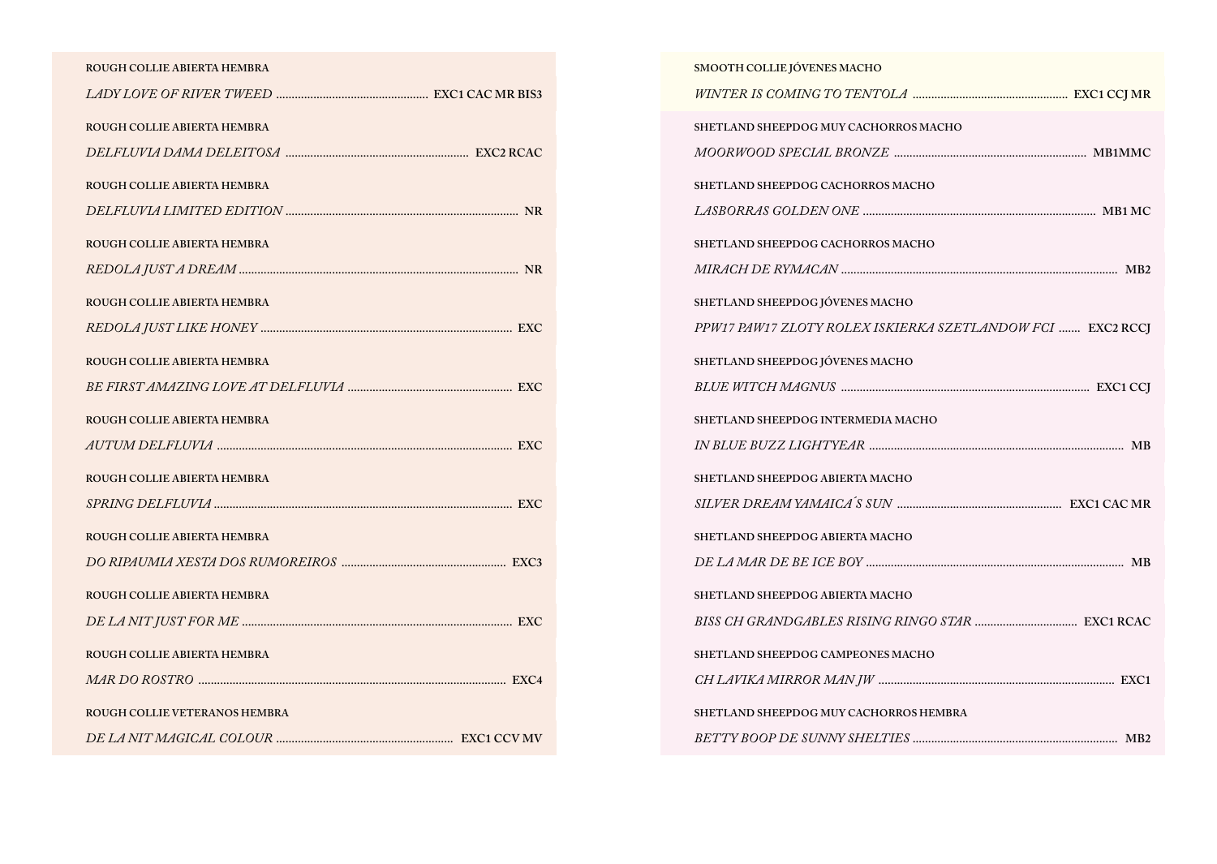ROUGH COLLIE ABIERTA HEMBRA

*LADY LOVE OF RIVER TWEED* ................................................ EXC1 CAC MR BIS3

ROUGH COLLIE ABIERTA HEMBRA

*DELFLUVIA DAMA DELEITOSA* .......................................................... EXC2 RCAC

ROUGH COLLIE ABIERTA HEMBRA

*DELFLUVIA LIMITED EDITION* .......................................................................... NR

ROUGH COLLIE ABIERTA HEMBRA

*REDOLA JUST A DREAM* ........................................................................................ NR

ROUGH COLLIE ABIERTA HEMBRA

*REDOLA JUST LIKE HONEY* ................................................................................ EXC

ROUGH COLLIE ABIERTA HEMBRA

*BE FIRST AMAZING LOVE AT DELFLUVIA* .................................................... EXC

ROUGH COLLIE ABIERTA HEMBRA

*AUTUM DELFLUVIA* .............................................................................................. EXC

ROUGH COLLIE ABIERTA HEMBRA

*SPRING DELFLUVIA* ................................................................................................ EXC

ROUGH COLLIE ABIERTA HEMBRA

*DO RIPAUMIA XESTA DOS RUMOREIROS* .................................................... EXC3

ROUGH COLLIE ABIERTA HEMBRA

*DE LA NIT JUST FOR ME* ...................................................................................... EXC

ROUGH COLLIE ABIERTA HEMBRA

*MAR DO ROSTRO* .................................................................................................. EXC4

ROUGH COLLIE VETERANOS HEMBRA

*DE LA NIT MAGICAL COLOUR* ........................................................ EXC1 CCV MV

SMOOTH COLLIE JÓVENES MACHO

*WINTER IS COMING TO TENTOLA* ................................................ EXC1 CCJ MR

SHETLAND SHEEPDOG MUY CACHORROS MACHO

*MOORWOOD SPECIAL BRONZE* ............................................................ MB1MMC

SHETLAND SHEEPDOG CACHORROS MACHO

*LASBORRAS GOLDEN ONE* .......................................................................... MB1 MC

SHETLAND SHEEPDOG CACHORROS MACHO

*MIRACH DE RYMACAN* ........................................................................................ MB2

SHETLAND SHEEPDOG JÓVENES MACHO

*PPW17 PAW17 ZLOTY ROLEX ISKIERKA SZETLANDOW FCI* ....... EXC2 RCCJ

SHETLAND SHEEPDOG JÓVENES MACHO

*BLUE WITCH MAGNUS* ............................................................................... EXC1 CCJ

SHETLAND SHEEPDOG INTERMEDIA MACHO

*IN BLUE BUZZ LIGHTYEAR* ................................................................................ MB

SHETLAND SHEEPDOG ABIERTA MACHO

*SILVER DREAM YAMAICA´S SUN* .................................................... EXC1 CAC MR

SHETLAND SHEEPDOG ABIERTA MACHO

*DE LA MAR DE BE ICE BOY* .................................................................................. MB

SHETLAND SHEEPDOG ABIERTA MACHO

*BISS CH GRANDGABLES RISING RINGO STAR* ................................ EXC1 RCAC

SHETLAND SHEEPDOG CAMPEONES MACHO

*CH LAVIKA MIRROR MAN JW* ........................................................................... EXC1

SHETLAND SHEEPDOG MUY CACHORROS HEMBRA

*BETTY BOOP DE SUNNY SHELTIES* ................................................................ MB2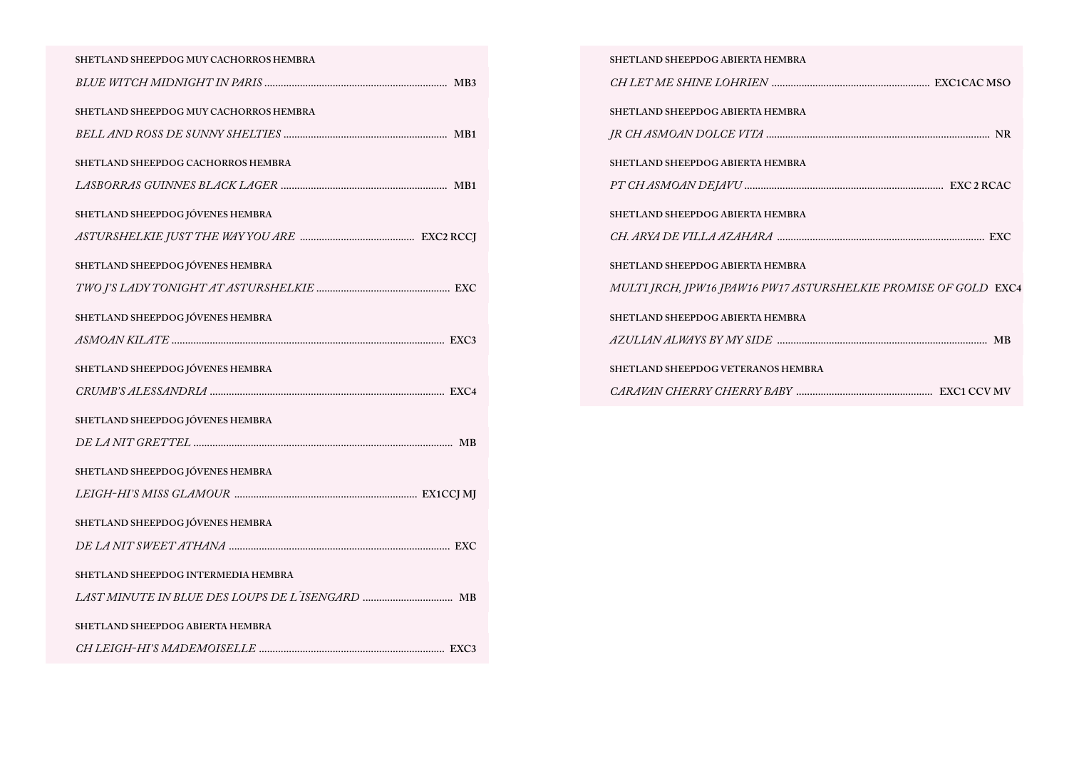SHETLAND SHEEPDOG MUY CACHORROS HEMBRA

*BLUE WITCH MIDNIGHT IN PARIS* .................................................................. MB3

SHETLAND SHEEPDOG MUY CACHORROS HEMBRA

*BELL AND ROSS DE SUNNY SHELTIES* ........................................................... MB1

SHETLAND SHEEPDOG CACHORROS HEMBRA

*LASBORRAS GUINNES BLACK LAGER* ............................................................ MB1

SHETLAND SHEEPDOG JÓVENES HEMBRA

*ASTURSHELKIE JUST THE WAY YOU ARE* .......................................... EXC2 RCCJ

SHETLAND SHEEPDOG JÓVENES HEMBRA

*TWO J'S LADY TONIGHT AT ASTURSHELKIE* ................................................ EXC

SHETLAND SHEEPDOG JÓVENES HEMBRA

*ASMOAN KILATE* .................................................................................................. EXC3

SHETLAND SHEEPDOG JÓVENES HEMBRA

*CRUMB'S ALESSANDRIA* ...................................................................................... EXC4

SHETLAND SHEEPDOG JÓVENES HEMBRA

*DE LA NIT GRETTEL* ............................................................................................. MB

SHETLAND SHEEPDOG JÓVENES HEMBRA

*LEIGH-HI'S MISS GLAMOUR* .................................................................. EX1CCJ MJ

SHETLAND SHEEPDOG JÓVENES HEMBRA

*DE LA NIT SWEET ATHANA* ................................................................................ EXC

SHETLAND SHEEPDOG INTERMEDIA HEMBRA

*LAST MINUTE IN BLUE DES LOUPS DE L´ISENGARD* ................................ MB

SHETLAND SHEEPDOG ABIERTA HEMBRA

*CH LEIGH-HI'S MADEMOISELLE* ................................................................... EXC3

SHETLAND SHEEPDOG ABIERTA HEMBRA

*CH LET ME SHINE LOHRIEN* ......................................................... EXC1CAC MSO

SHETLAND SHEEPDOG ABIERTA HEMBRA

*JR CH ASMOAN DOLCE VITA* ................................................................................. NR

SHETLAND SHEEPDOG ABIERTA HEMBRA

*PT CH ASMOAN DEJAVU* ......................................................................... EXC 2 RCAC

SHETLAND SHEEPDOG ABIERTA HEMBRA

*CH. ARYA DE VILLA AZAHARA* ........................................................................... EXC

SHETLAND SHEEPDOG ABIERTA HEMBRA

*MULTI JRCH, JPW16 JPAW16 PW17 ASTURSHELKIE PROMISE OF GOLD* EXC4

SHETLAND SHEEPDOG ABIERTA HEMBRA

*AZULIAN ALWAYS BY MY SIDE* ............................................................................ MB

SHETLAND SHEEPDOG VETERANOS HEMBRA

*CARAVAN CHERRY CHERRY BABY* ................................................. EXC1 CCV MV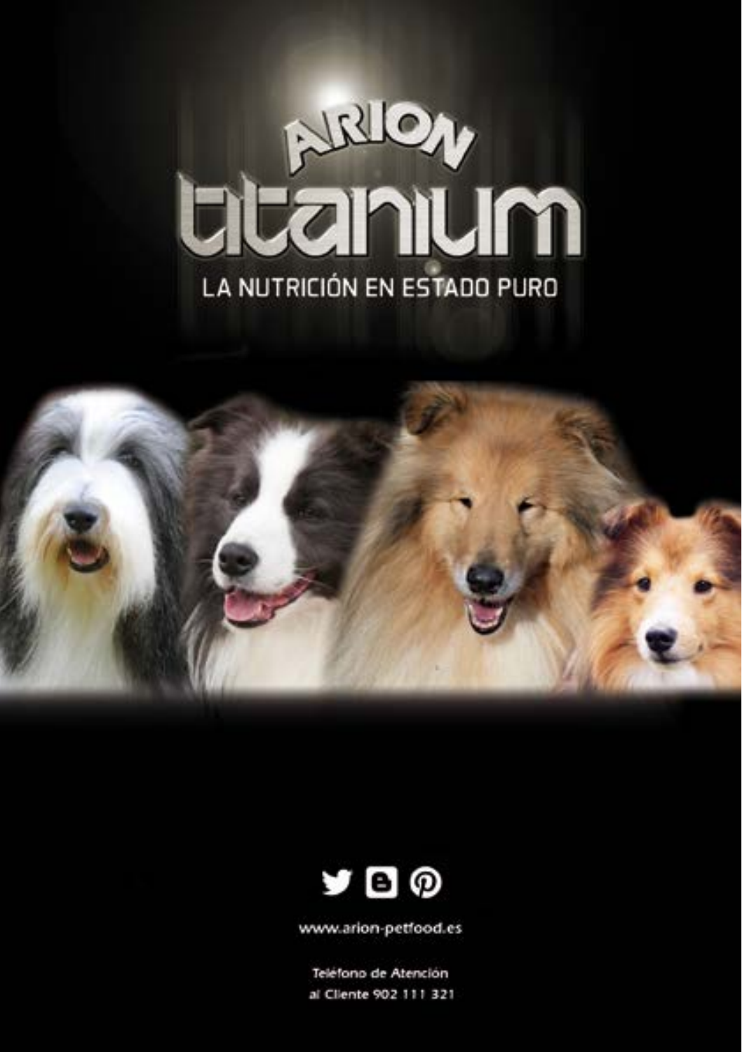# ARION titanium

LA NUTRICIÓN EN ESTADO PURO

www.arion-petfood.es

Teléfono de Atención al Cliente 902 111 321